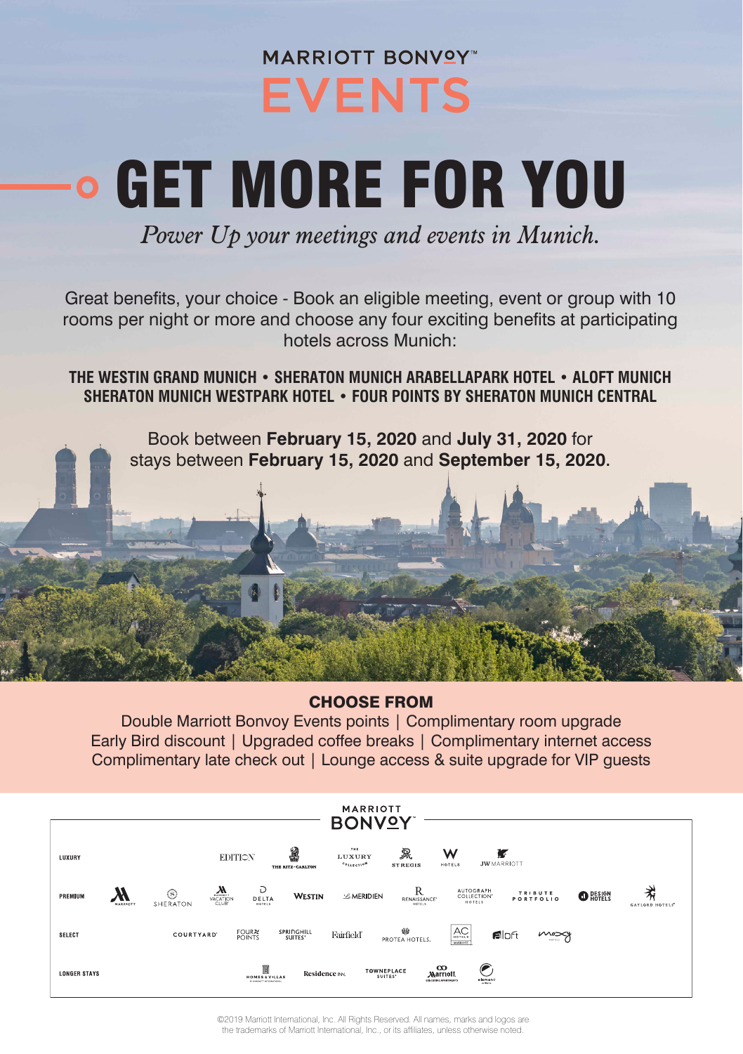MARRIOTT BONVOY™

# EVENTS

# GET MORE FOR YOU

*Power Up your meetings and events in Munich.*

Great benefits, your choice - Book an eligible meeting, event or group with 10 rooms per night or more and choose any four exciting benefits at participating hotels across Munich:

**THE WESTIN GRAND MUNICH • SHERATON MUNICH ARABELLAPARK HOTEL • ALOFT MUNICH SHERATON MUNICH WESTPARK HOTEL • FOUR POINTS BY SHERATON MUNICH CENTRAL**

Book between **February 15, 2020** and **July 31, 2020** for stays between **February 15, 2020** and **September 15, 2020**.

## CHOOSE FROM

Double Marriott Bonvoy Events points | Complimentary room upgrade
Early Bird discount | Upgraded coffee breaks | Complimentary internet access
Complimentary late check out | Lounge access & suite upgrade for VIP guests

MARRIOTT BONVOY™

| | |
|---|---|
| LUXURY | EDITION, The Ritz-Carlton, The Luxury Collection, St. Regis, W Hotels, JW Marriott |
| PREMIUM | Marriott, Sheraton, Marriott Vacation Club, Delta Hotels, Westin, Le Méridien, Renaissance Hotels, Autograph Collection Hotels, Tribute Portfolio, Design Hotels, Gaylord Hotels |
| SELECT | Courtyard, Four Points, SpringHill Suites, Fairfield, Protea Hotels, AC Hotels Marriott, Aloft, Moxy Hotels |
| LONGER STAYS | Homes & Villas by Marriott International, Residence Inn, TownePlace Suites, Marriott Executive Apartments, Element |

©2019 Marriott International, Inc. All Rights Reserved. All names, marks and logos are the trademarks of Marriott International, Inc., or its affiliates, unless otherwise noted.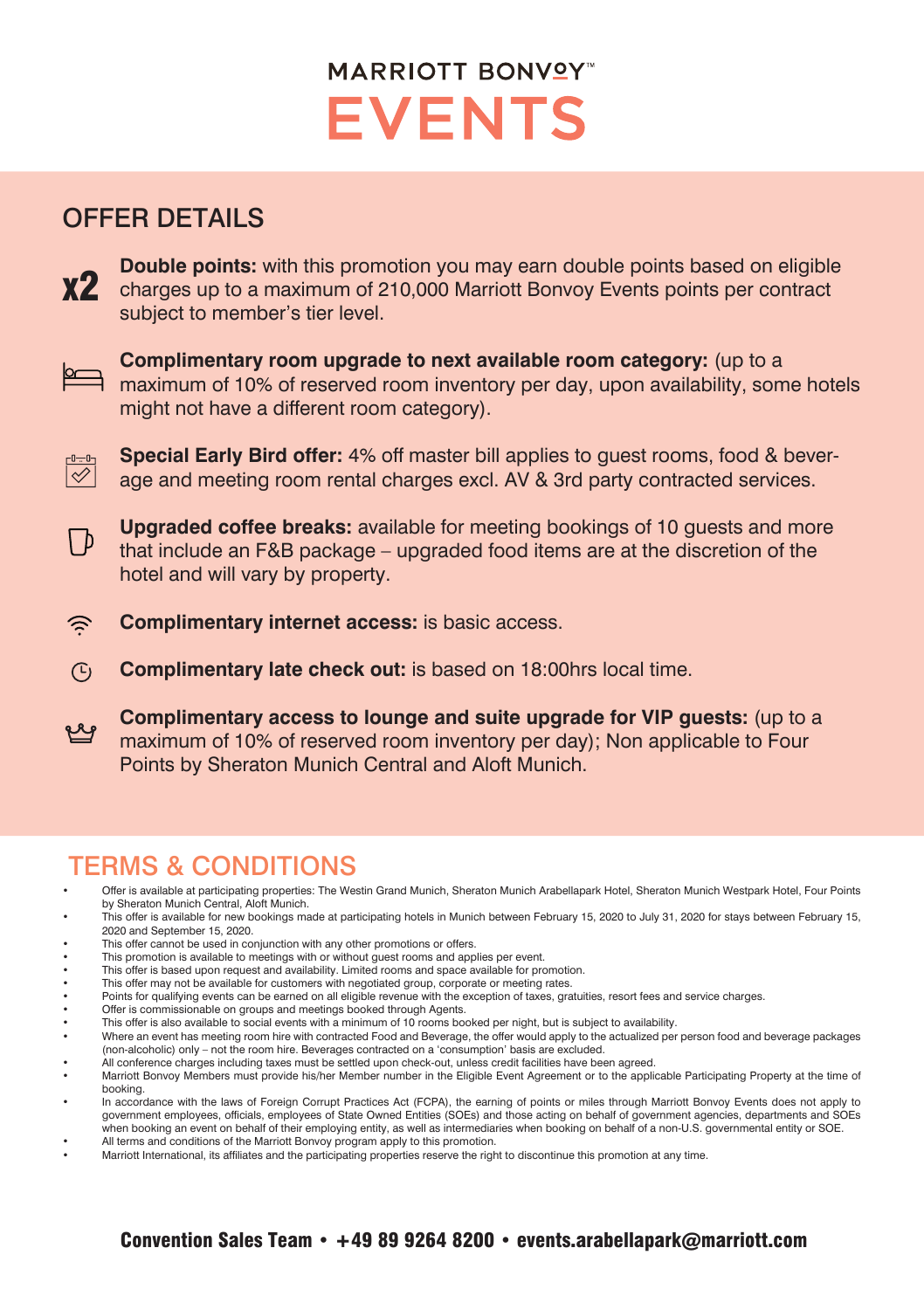# MARRIOTT BONVOY™ EVENTS

## OFFER DETAILS

x2 **Double points:** with this promotion you may earn double points based on eligible charges up to a maximum of 210,000 Marriott Bonvoy Events points per contract subject to member's tier level.

**Complimentary room upgrade to next available room category:** (up to a maximum of 10% of reserved room inventory per day, upon availability, some hotels might not have a different room category).

**Special Early Bird offer:** 4% off master bill applies to guest rooms, food & beverage and meeting room rental charges excl. AV & 3rd party contracted services.

**Upgraded coffee breaks:** available for meeting bookings of 10 guests and more that include an F&B package – upgraded food items are at the discretion of the hotel and will vary by property.

**Complimentary internet access:** is basic access.

**Complimentary late check out:** is based on 18:00hrs local time.

**Complimentary access to lounge and suite upgrade for VIP guests:** (up to a maximum of 10% of reserved room inventory per day); Non applicable to Four Points by Sheraton Munich Central and Aloft Munich.

## TERMS & CONDITIONS

- Offer is available at participating properties: The Westin Grand Munich, Sheraton Munich Arabellapark Hotel, Sheraton Munich Westpark Hotel, Four Points by Sheraton Munich Central, Aloft Munich.
- This offer is available for new bookings made at participating hotels in Munich between February 15, 2020 to July 31, 2020 for stays between February 15, 2020 and September 15, 2020.
- This offer cannot be used in conjunction with any other promotions or offers.
- This promotion is available to meetings with or without guest rooms and applies per event.
- This offer is based upon request and availability. Limited rooms and space available for promotion.
- This offer may not be available for customers with negotiated group, corporate or meeting rates.
- Points for qualifying events can be earned on all eligible revenue with the exception of taxes, gratuities, resort fees and service charges.
- Offer is commissionable on groups and meetings booked through Agents.
- This offer is also available to social events with a minimum of 10 rooms booked per night, but is subject to availability.
- Where an event has meeting room hire with contracted Food and Beverage, the offer would apply to the actualized per person food and beverage packages (non-alcoholic) only – not the room hire. Beverages contracted on a 'consumption' basis are excluded.
- All conference charges including taxes must be settled upon check-out, unless credit facilities have been agreed.
- Marriott Bonvoy Members must provide his/her Member number in the Eligible Event Agreement or to the applicable Participating Property at the time of booking.
- In accordance with the laws of Foreign Corrupt Practices Act (FCPA), the earning of points or miles through Marriott Bonvoy Events does not apply to government employees, officials, employees of State Owned Entities (SOEs) and those acting on behalf of government agencies, departments and SOEs when booking an event on behalf of their employing entity, as well as intermediaries when booking on behalf of a non-U.S. governmental entity or SOE.
- All terms and conditions of the Marriott Bonvoy program apply to this promotion.
- Marriott International, its affiliates and the participating properties reserve the right to discontinue this promotion at any time.

**Convention Sales Team • +49 89 9264 8200 • events.arabellapark@marriott.com**